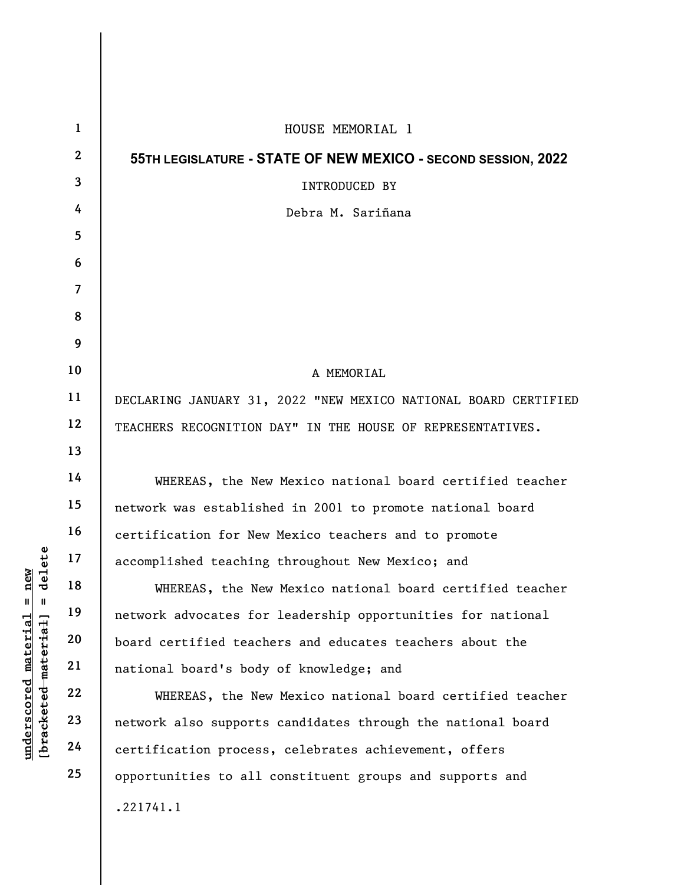HOUSE MEMORIAL 1

**55TH LEGISLATURE - STATE OF NEW MEXICO - SECOND SESSION, 2022**

INTRODUCED BY

Debra M. Sariñana

A MEMORIAL

DECLARING JANUARY 31, 2022 "NEW MEXICO NATIONAL BOARD CERTIFIED TEACHERS RECOGNITION DAY" IN THE HOUSE OF REPRESENTATIVES.

WHEREAS, the New Mexico national board certified teacher network was established in 2001 to promote national board certification for New Mexico teachers and to promote accomplished teaching throughout New Mexico; and

WHEREAS, the New Mexico national board certified teacher network advocates for leadership opportunities for national board certified teachers and educates teachers about the national board's body of knowledge; and

WHEREAS, the New Mexico national board certified teacher network also supports candidates through the national board certification process, celebrates achievement, offers opportunities to all constituent groups and supports and

.221741.1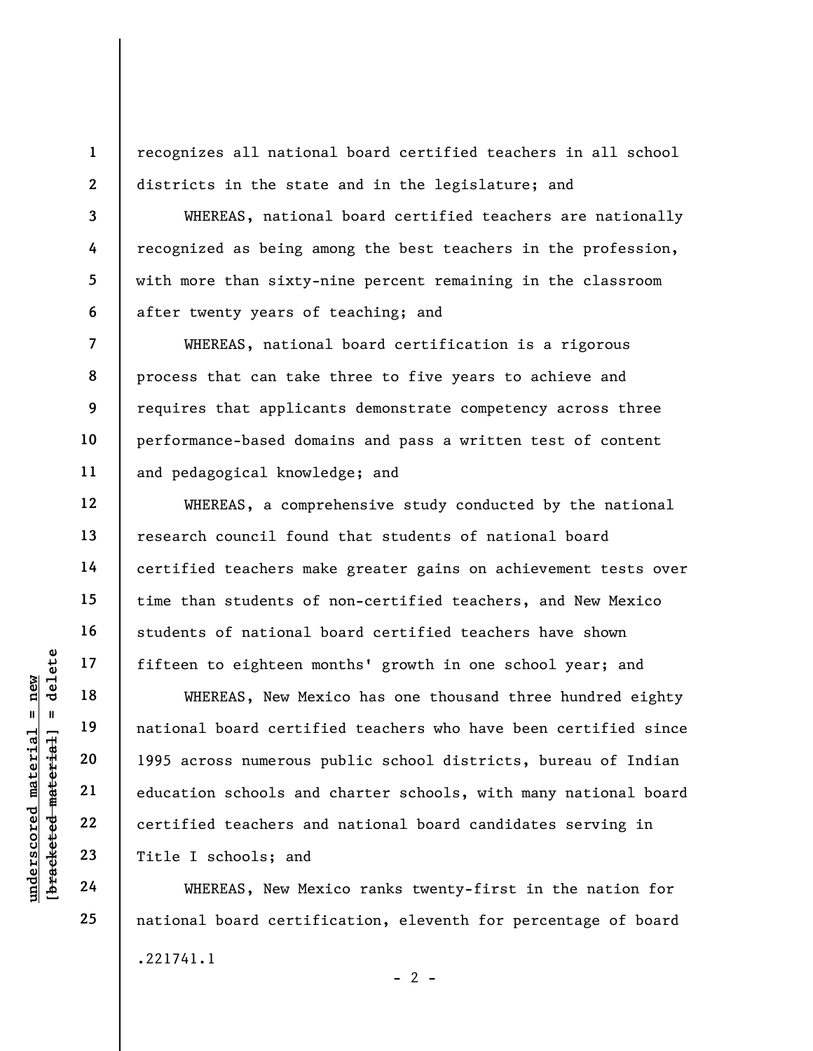recognizes all national board certified teachers in all school districts in the state and in the legislature; and

WHEREAS, national board certified teachers are nationally recognized as being among the best teachers in the profession, with more than sixty-nine percent remaining in the classroom after twenty years of teaching; and

WHEREAS, national board certification is a rigorous process that can take three to five years to achieve and requires that applicants demonstrate competency across three performance-based domains and pass a written test of content and pedagogical knowledge; and

WHEREAS, a comprehensive study conducted by the national research council found that students of national board certified teachers make greater gains on achievement tests over time than students of non-certified teachers, and New Mexico students of national board certified teachers have shown fifteen to eighteen months' growth in one school year; and

WHEREAS, New Mexico has one thousand three hundred eighty national board certified teachers who have been certified since 1995 across numerous public school districts, bureau of Indian education schools and charter schools, with many national board certified teachers and national board candidates serving in Title I schools; and

WHEREAS, New Mexico ranks twenty-first in the nation for national board certification, eleventh for percentage of board

.221741.1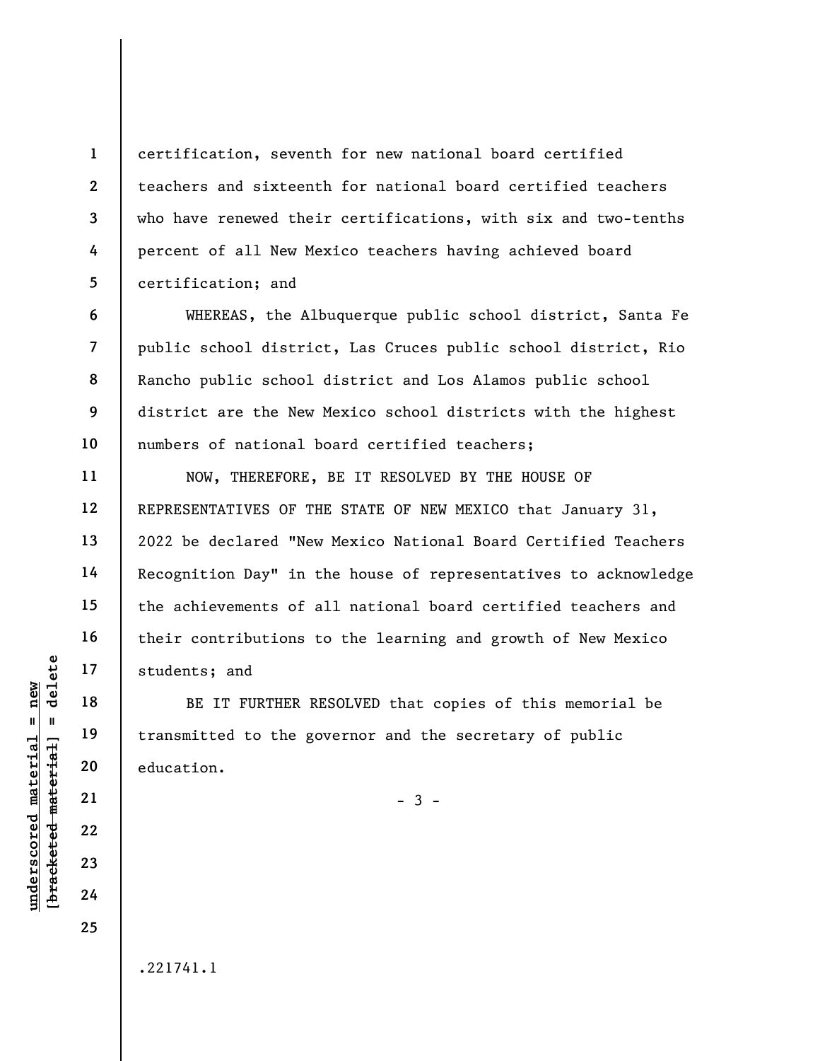certification, seventh for new national board certified teachers and sixteenth for national board certified teachers who have renewed their certifications, with six and two-tenths percent of all New Mexico teachers having achieved board certification; and

WHEREAS, the Albuquerque public school district, Santa Fe public school district, Las Cruces public school district, Rio Rancho public school district and Los Alamos public school district are the New Mexico school districts with the highest numbers of national board certified teachers;

NOW, THEREFORE, BE IT RESOLVED BY THE HOUSE OF REPRESENTATIVES OF THE STATE OF NEW MEXICO that January 31, 2022 be declared "New Mexico National Board Certified Teachers Recognition Day" in the house of representatives to acknowledge the achievements of all national board certified teachers and their contributions to the learning and growth of New Mexico students; and

BE IT FURTHER RESOLVED that copies of this memorial be transmitted to the governor and the secretary of public education.

.221741.1